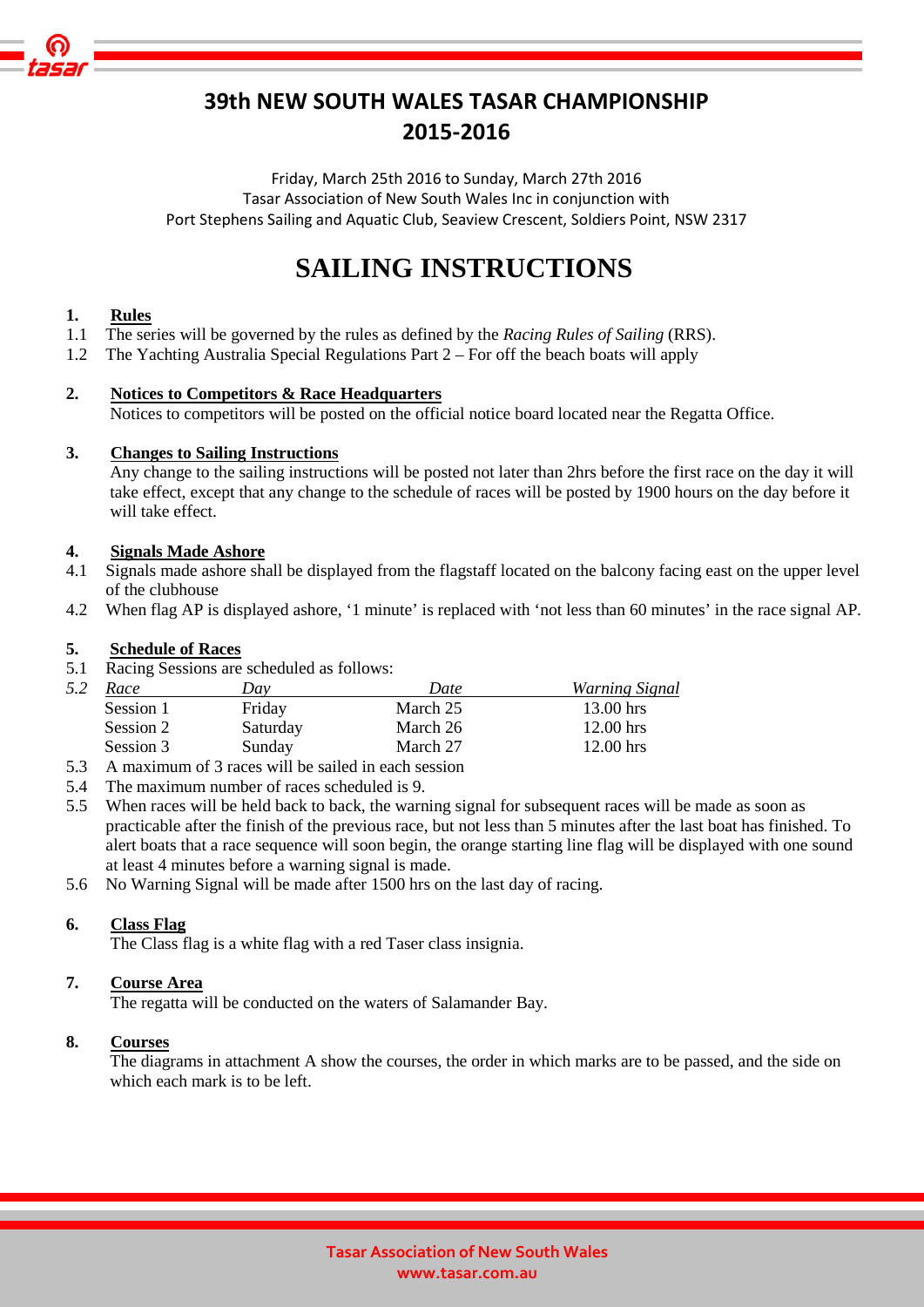# 39th NEW SOUTH WALES TASAR CHAMPIONSHIP 2015-2016

Friday, March 25th 2016 to Sunday, March 27th 2016
Tasar Association of New South Wales Inc in conjunction with
Port Stephens Sailing and Aquatic Club, Seaview Crescent, Soldiers Point, NSW 2317

# SAILING INSTRUCTIONS

**1. Rules**

1.1 The series will be governed by the rules as defined by the *Racing Rules of Sailing* (RRS).

1.2 The Yachting Australia Special Regulations Part 2 – For off the beach boats will apply

**2. Notices to Competitors & Race Headquarters**

Notices to competitors will be posted on the official notice board located near the Regatta Office.

**3. Changes to Sailing Instructions**

Any change to the sailing instructions will be posted not later than 2hrs before the first race on the day it will take effect, except that any change to the schedule of races will be posted by 1900 hours on the day before it will take effect.

**4. Signals Made Ashore**

4.1 Signals made ashore shall be displayed from the flagstaff located on the balcony facing east on the upper level of the clubhouse

4.2 When flag AP is displayed ashore, '1 minute' is replaced with 'not less than 60 minutes' in the race signal AP.

**5. Schedule of Races**

5.1 Racing Sessions are scheduled as follows:

5.2

| *Race* | *Day* | *Date* | *Warning Signal* |
|---|---|---|---|
| Session 1 | Friday | March 25 | 13.00 hrs |
| Session 2 | Saturday | March 26 | 12.00 hrs |
| Session 3 | Sunday | March 27 | 12.00 hrs |

5.3 A maximum of 3 races will be sailed in each session

5.4 The maximum number of races scheduled is 9.

5.5 When races will be held back to back, the warning signal for subsequent races will be made as soon as practicable after the finish of the previous race, but not less than 5 minutes after the last boat has finished. To alert boats that a race sequence will soon begin, the orange starting line flag will be displayed with one sound at least 4 minutes before a warning signal is made.

5.6 No Warning Signal will be made after 1500 hrs on the last day of racing.

**6. Class Flag**

The Class flag is a white flag with a red Taser class insignia.

**7. Course Area**

The regatta will be conducted on the waters of Salamander Bay.

**8. Courses**

The diagrams in attachment A show the courses, the order in which marks are to be passed, and the side on which each mark is to be left.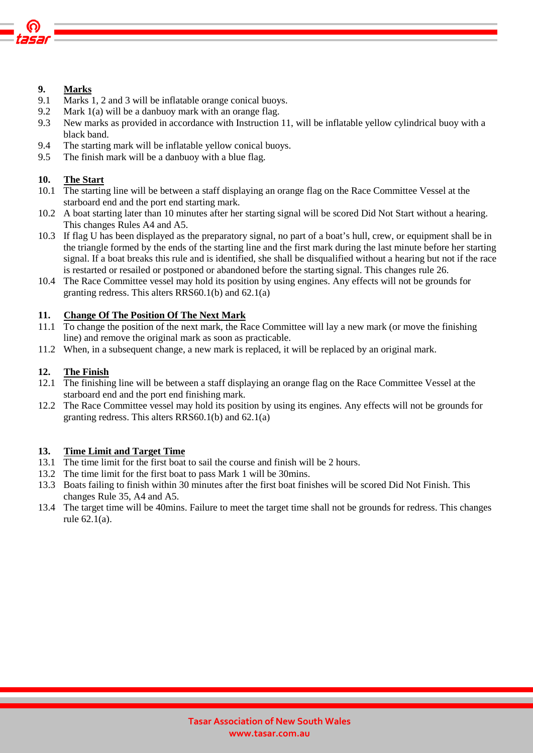## 9. Marks

9.1 Marks 1, 2 and 3 will be inflatable orange conical buoys.
9.2 Mark 1(a) will be a danbuoy mark with an orange flag.
9.3 New marks as provided in accordance with Instruction 11, will be inflatable yellow cylindrical buoy with a black band.
9.4 The starting mark will be inflatable yellow conical buoys.
9.5 The finish mark will be a danbuoy with a blue flag.

## 10. The Start

10.1 The starting line will be between a staff displaying an orange flag on the Race Committee Vessel at the starboard end and the port end starting mark.
10.2 A boat starting later than 10 minutes after her starting signal will be scored Did Not Start without a hearing. This changes Rules A4 and A5.
10.3 If flag U has been displayed as the preparatory signal, no part of a boat's hull, crew, or equipment shall be in the triangle formed by the ends of the starting line and the first mark during the last minute before her starting signal. If a boat breaks this rule and is identified, she shall be disqualified without a hearing but not if the race is restarted or resailed or postponed or abandoned before the starting signal. This changes rule 26.
10.4 The Race Committee vessel may hold its position by using engines. Any effects will not be grounds for granting redress. This alters RRS60.1(b) and 62.1(a)

## 11. Change Of The Position Of The Next Mark

11.1 To change the position of the next mark, the Race Committee will lay a new mark (or move the finishing line) and remove the original mark as soon as practicable.
11.2 When, in a subsequent change, a new mark is replaced, it will be replaced by an original mark.

## 12. The Finish

12.1 The finishing line will be between a staff displaying an orange flag on the Race Committee Vessel at the starboard end and the port end finishing mark.
12.2 The Race Committee vessel may hold its position by using its engines. Any effects will not be grounds for granting redress. This alters RRS60.1(b) and 62.1(a)

## 13. Time Limit and Target Time

13.1 The time limit for the first boat to sail the course and finish will be 2 hours.
13.2 The time limit for the first boat to pass Mark 1 will be 30mins.
13.3 Boats failing to finish within 30 minutes after the first boat finishes will be scored Did Not Finish. This changes Rule 35, A4 and A5.
13.4 The target time will be 40mins. Failure to meet the target time shall not be grounds for redress. This changes rule 62.1(a).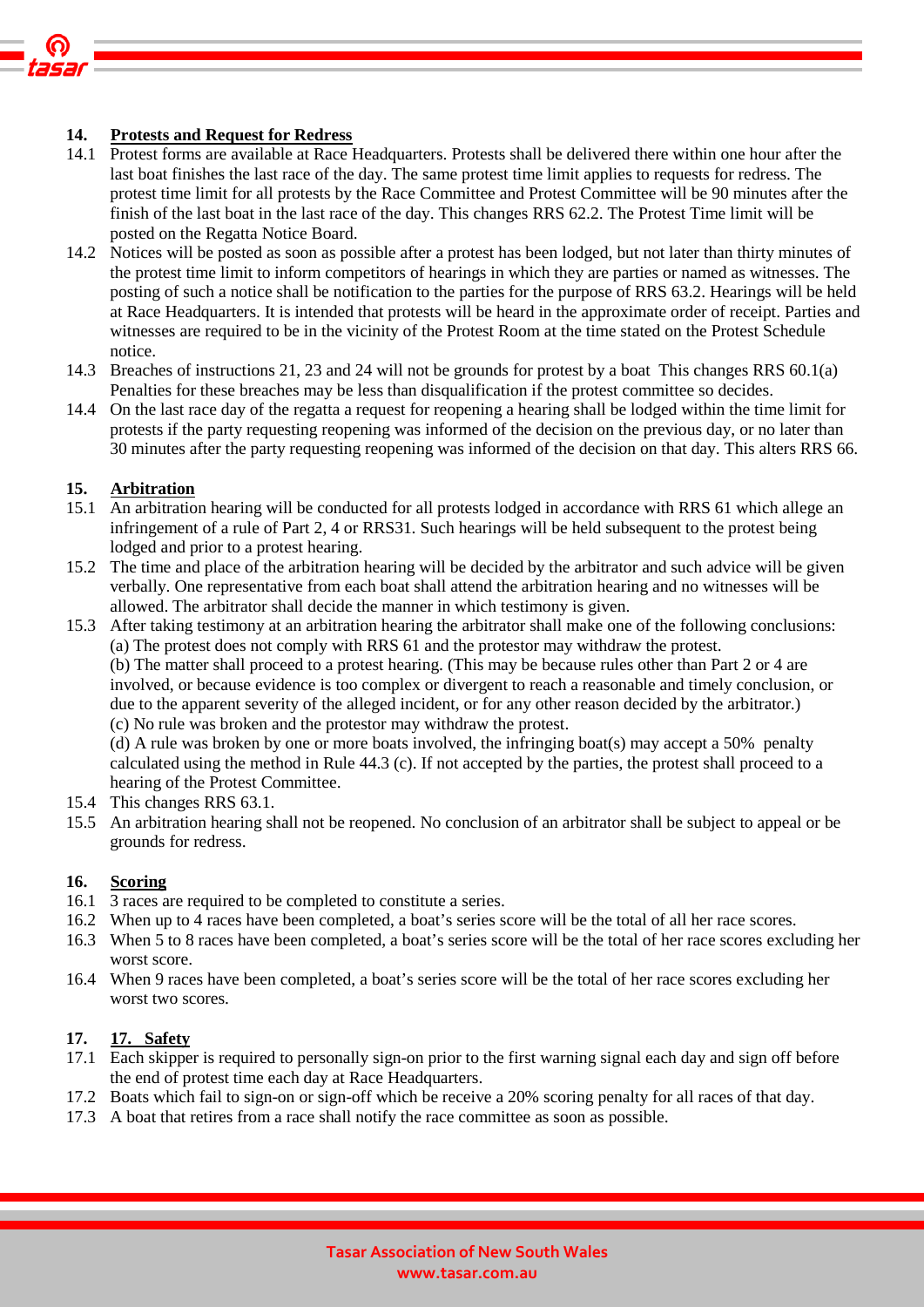## 14. Protests and Request for Redress

14.1 Protest forms are available at Race Headquarters. Protests shall be delivered there within one hour after the last boat finishes the last race of the day. The same protest time limit applies to requests for redress. The protest time limit for all protests by the Race Committee and Protest Committee will be 90 minutes after the finish of the last boat in the last race of the day. This changes RRS 62.2. The Protest Time limit will be posted on the Regatta Notice Board.

14.2 Notices will be posted as soon as possible after a protest has been lodged, but not later than thirty minutes of the protest time limit to inform competitors of hearings in which they are parties or named as witnesses. The posting of such a notice shall be notification to the parties for the purpose of RRS 63.2. Hearings will be held at Race Headquarters. It is intended that protests will be heard in the approximate order of receipt. Parties and witnesses are required to be in the vicinity of the Protest Room at the time stated on the Protest Schedule notice.

14.3 Breaches of instructions 21, 23 and 24 will not be grounds for protest by a boat This changes RRS 60.1(a) Penalties for these breaches may be less than disqualification if the protest committee so decides.

14.4 On the last race day of the regatta a request for reopening a hearing shall be lodged within the time limit for protests if the party requesting reopening was informed of the decision on the previous day, or no later than 30 minutes after the party requesting reopening was informed of the decision on that day. This alters RRS 66.

## 15. Arbitration

15.1 An arbitration hearing will be conducted for all protests lodged in accordance with RRS 61 which allege an infringement of a rule of Part 2, 4 or RRS31. Such hearings will be held subsequent to the protest being lodged and prior to a protest hearing.

15.2 The time and place of the arbitration hearing will be decided by the arbitrator and such advice will be given verbally. One representative from each boat shall attend the arbitration hearing and no witnesses will be allowed. The arbitrator shall decide the manner in which testimony is given.

15.3 After taking testimony at an arbitration hearing the arbitrator shall make one of the following conclusions:
(a) The protest does not comply with RRS 61 and the protestor may withdraw the protest.
(b) The matter shall proceed to a protest hearing. (This may be because rules other than Part 2 or 4 are involved, or because evidence is too complex or divergent to reach a reasonable and timely conclusion, or due to the apparent severity of the alleged incident, or for any other reason decided by the arbitrator.)
(c) No rule was broken and the protestor may withdraw the protest.
(d) A rule was broken by one or more boats involved, the infringing boat(s) may accept a 50% penalty calculated using the method in Rule 44.3 (c). If not accepted by the parties, the protest shall proceed to a hearing of the Protest Committee.

15.4 This changes RRS 63.1.

15.5 An arbitration hearing shall not be reopened. No conclusion of an arbitrator shall be subject to appeal or be grounds for redress.

## 16. Scoring

16.1 3 races are required to be completed to constitute a series.

16.2 When up to 4 races have been completed, a boat's series score will be the total of all her race scores.

16.3 When 5 to 8 races have been completed, a boat's series score will be the total of her race scores excluding her worst score.

16.4 When 9 races have been completed, a boat's series score will be the total of her race scores excluding her worst two scores.

## 17. 17. Safety

17.1 Each skipper is required to personally sign-on prior to the first warning signal each day and sign off before the end of protest time each day at Race Headquarters.

17.2 Boats which fail to sign-on or sign-off which be receive a 20% scoring penalty for all races of that day.

17.3 A boat that retires from a race shall notify the race committee as soon as possible.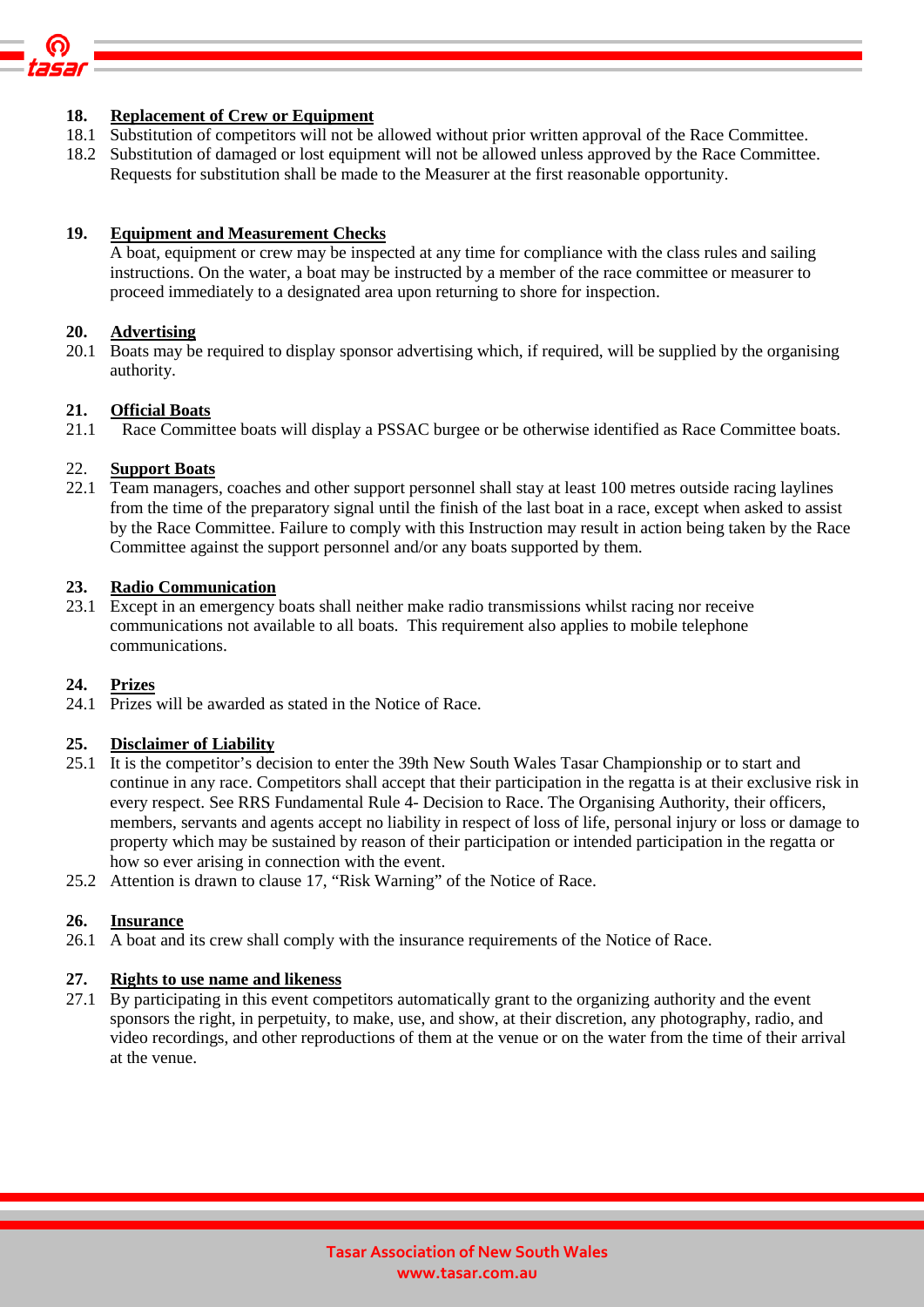**18. Replacement of Crew or Equipment**

18.1 Substitution of competitors will not be allowed without prior written approval of the Race Committee.

18.2 Substitution of damaged or lost equipment will not be allowed unless approved by the Race Committee. Requests for substitution shall be made to the Measurer at the first reasonable opportunity.

**19. Equipment and Measurement Checks**

A boat, equipment or crew may be inspected at any time for compliance with the class rules and sailing instructions. On the water, a boat may be instructed by a member of the race committee or measurer to proceed immediately to a designated area upon returning to shore for inspection.

**20. Advertising**

20.1 Boats may be required to display sponsor advertising which, if required, will be supplied by the organising authority.

**21. Official Boats**

21.1 Race Committee boats will display a PSSAC burgee or be otherwise identified as Race Committee boats.

22. **Support Boats**

22.1 Team managers, coaches and other support personnel shall stay at least 100 metres outside racing laylines from the time of the preparatory signal until the finish of the last boat in a race, except when asked to assist by the Race Committee. Failure to comply with this Instruction may result in action being taken by the Race Committee against the support personnel and/or any boats supported by them.

**23. Radio Communication**

23.1 Except in an emergency boats shall neither make radio transmissions whilst racing nor receive communications not available to all boats. This requirement also applies to mobile telephone communications.

**24. Prizes**

24.1 Prizes will be awarded as stated in the Notice of Race.

**25. Disclaimer of Liability**

25.1 It is the competitor's decision to enter the 39th New South Wales Tasar Championship or to start and continue in any race. Competitors shall accept that their participation in the regatta is at their exclusive risk in every respect. See RRS Fundamental Rule 4- Decision to Race. The Organising Authority, their officers, members, servants and agents accept no liability in respect of loss of life, personal injury or loss or damage to property which may be sustained by reason of their participation or intended participation in the regatta or how so ever arising in connection with the event.

25.2 Attention is drawn to clause 17, "Risk Warning" of the Notice of Race.

**26. Insurance**

26.1 A boat and its crew shall comply with the insurance requirements of the Notice of Race.

**27. Rights to use name and likeness**

27.1 By participating in this event competitors automatically grant to the organizing authority and the event sponsors the right, in perpetuity, to make, use, and show, at their discretion, any photography, radio, and video recordings, and other reproductions of them at the venue or on the water from the time of their arrival at the venue.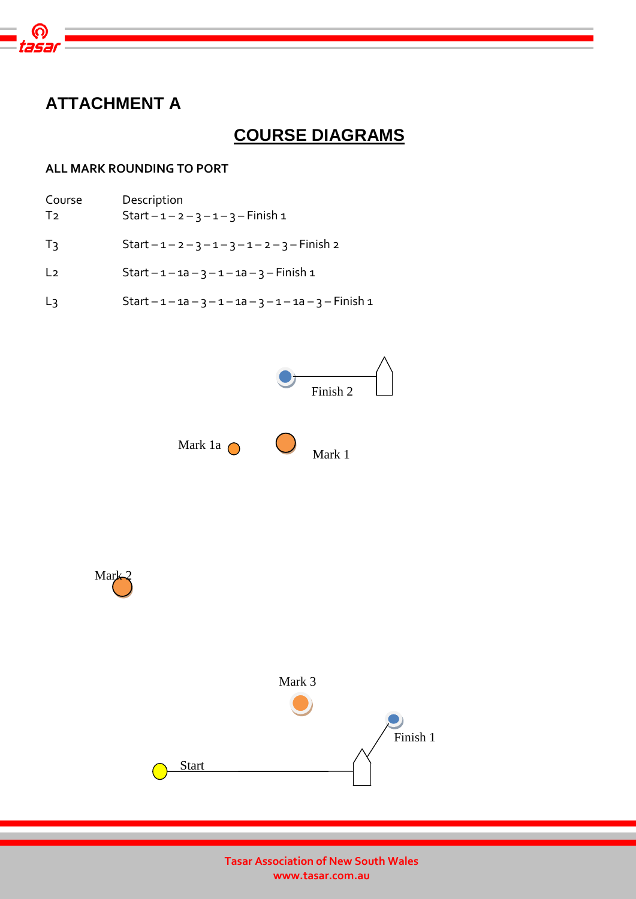# ATTACHMENT A

## COURSE DIAGRAMS

**ALL MARK ROUNDING TO PORT**

| Course | Description |
|---|---|
| T2 | Start – 1 – 2 – 3 – 1 – 3 – Finish 1 |
| T3 | Start – 1 – 2 – 3 – 1 – 3 – 1 – 2 – 3 – Finish 2 |
| L2 | Start – 1 – 1a – 3 – 1 – 1a – 3 – Finish 1 |
| L3 | Start – 1 – 1a – 3 – 1 – 1a – 3 – 1 – 1a – 3 – Finish 1 |

Finish 2

Mark 1a

Mark 1

Mark 2

Mark 3

Finish 1

Start